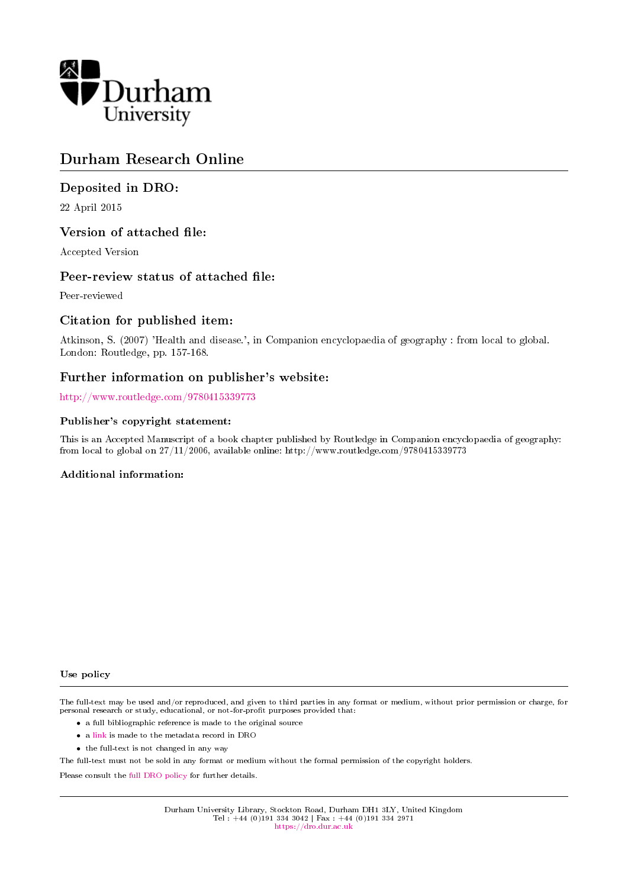Durham University

# Durham Research Online

## Deposited in DRO:

22 April 2015

## Version of attached file:

Accepted Version

## Peer-review status of attached file:

Peer-reviewed

## Citation for published item:

Atkinson, S. (2007) 'Health and disease.', in Companion encyclopaedia of geography : from local to global. London: Routledge, pp. 157-168.

## Further information on publisher's website:

http://www.routledge.com/9780415339773

### Publisher's copyright statement:

This is an Accepted Manuscript of a book chapter published by Routledge in Companion encyclopaedia of geography: from local to global on 27/11/2006, available online: http://www.routledge.com/9780415339773

### Additional information:

#### Use policy

The full-text may be used and/or reproduced, and given to third parties in any format or medium, without prior permission or charge, for personal research or study, educational, or not-for-profit purposes provided that:

- a full bibliographic reference is made to the original source
- a link is made to the metadata record in DRO
- the full-text is not changed in any way

The full-text must not be sold in any format or medium without the formal permission of the copyright holders.

Please consult the full DRO policy for further details.

Durham University Library, Stockton Road, Durham DH1 3LY, United Kingdom
Tel : +44 (0)191 334 3042 | Fax : +44 (0)191 334 2971
https://dro.dur.ac.uk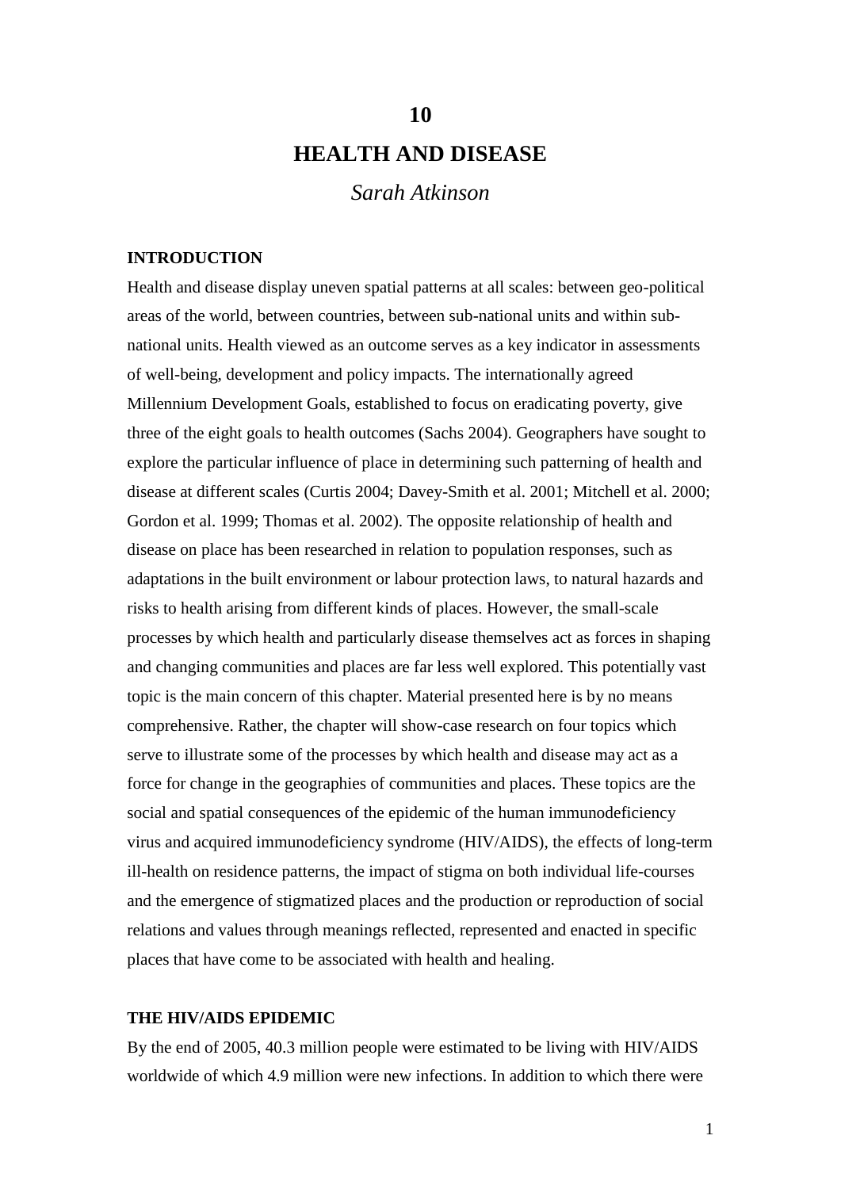# 10

# HEALTH AND DISEASE

*Sarah Atkinson*

## INTRODUCTION

Health and disease display uneven spatial patterns at all scales: between geo-political areas of the world, between countries, between sub-national units and within sub-national units. Health viewed as an outcome serves as a key indicator in assessments of well-being, development and policy impacts. The internationally agreed Millennium Development Goals, established to focus on eradicating poverty, give three of the eight goals to health outcomes (Sachs 2004). Geographers have sought to explore the particular influence of place in determining such patterning of health and disease at different scales (Curtis 2004; Davey-Smith et al. 2001; Mitchell et al. 2000; Gordon et al. 1999; Thomas et al. 2002). The opposite relationship of health and disease on place has been researched in relation to population responses, such as adaptations in the built environment or labour protection laws, to natural hazards and risks to health arising from different kinds of places. However, the small-scale processes by which health and particularly disease themselves act as forces in shaping and changing communities and places are far less well explored. This potentially vast topic is the main concern of this chapter. Material presented here is by no means comprehensive. Rather, the chapter will show-case research on four topics which serve to illustrate some of the processes by which health and disease may act as a force for change in the geographies of communities and places. These topics are the social and spatial consequences of the epidemic of the human immunodeficiency virus and acquired immunodeficiency syndrome (HIV/AIDS), the effects of long-term ill-health on residence patterns, the impact of stigma on both individual life-courses and the emergence of stigmatized places and the production or reproduction of social relations and values through meanings reflected, represented and enacted in specific places that have come to be associated with health and healing.

## THE HIV/AIDS EPIDEMIC

By the end of 2005, 40.3 million people were estimated to be living with HIV/AIDS worldwide of which 4.9 million were new infections. In addition to which there were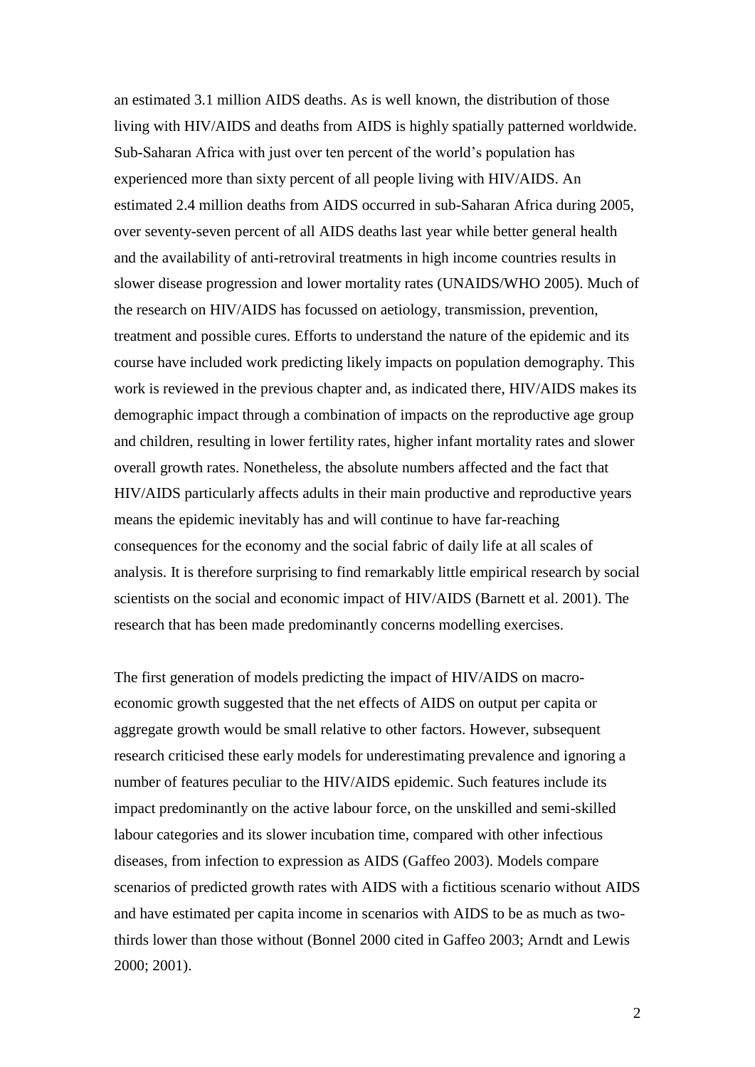an estimated 3.1 million AIDS deaths. As is well known, the distribution of those living with HIV/AIDS and deaths from AIDS is highly spatially patterned worldwide. Sub-Saharan Africa with just over ten percent of the world's population has experienced more than sixty percent of all people living with HIV/AIDS. An estimated 2.4 million deaths from AIDS occurred in sub-Saharan Africa during 2005, over seventy-seven percent of all AIDS deaths last year while better general health and the availability of anti-retroviral treatments in high income countries results in slower disease progression and lower mortality rates (UNAIDS/WHO 2005). Much of the research on HIV/AIDS has focussed on aetiology, transmission, prevention, treatment and possible cures. Efforts to understand the nature of the epidemic and its course have included work predicting likely impacts on population demography. This work is reviewed in the previous chapter and, as indicated there, HIV/AIDS makes its demographic impact through a combination of impacts on the reproductive age group and children, resulting in lower fertility rates, higher infant mortality rates and slower overall growth rates. Nonetheless, the absolute numbers affected and the fact that HIV/AIDS particularly affects adults in their main productive and reproductive years means the epidemic inevitably has and will continue to have far-reaching consequences for the economy and the social fabric of daily life at all scales of analysis. It is therefore surprising to find remarkably little empirical research by social scientists on the social and economic impact of HIV/AIDS (Barnett et al. 2001). The research that has been made predominantly concerns modelling exercises.

The first generation of models predicting the impact of HIV/AIDS on macro-economic growth suggested that the net effects of AIDS on output per capita or aggregate growth would be small relative to other factors. However, subsequent research criticised these early models for underestimating prevalence and ignoring a number of features peculiar to the HIV/AIDS epidemic. Such features include its impact predominantly on the active labour force, on the unskilled and semi-skilled labour categories and its slower incubation time, compared with other infectious diseases, from infection to expression as AIDS (Gaffeo 2003). Models compare scenarios of predicted growth rates with AIDS with a fictitious scenario without AIDS and have estimated per capita income in scenarios with AIDS to be as much as two-thirds lower than those without (Bonnel 2000 cited in Gaffeo 2003; Arndt and Lewis 2000; 2001).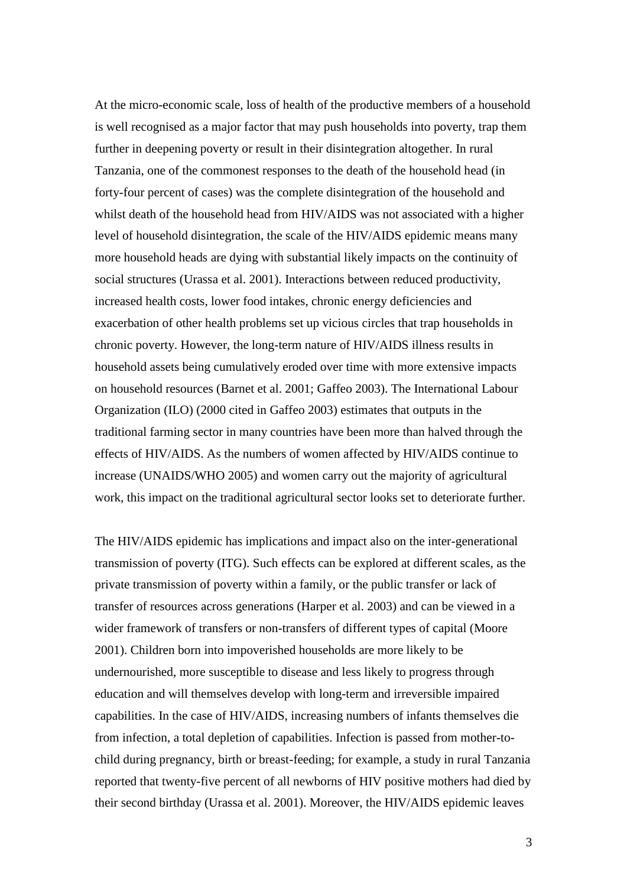At the micro-economic scale, loss of health of the productive members of a household is well recognised as a major factor that may push households into poverty, trap them further in deepening poverty or result in their disintegration altogether. In rural Tanzania, one of the commonest responses to the death of the household head (in forty-four percent of cases) was the complete disintegration of the household and whilst death of the household head from HIV/AIDS was not associated with a higher level of household disintegration, the scale of the HIV/AIDS epidemic means many more household heads are dying with substantial likely impacts on the continuity of social structures (Urassa et al. 2001). Interactions between reduced productivity, increased health costs, lower food intakes, chronic energy deficiencies and exacerbation of other health problems set up vicious circles that trap households in chronic poverty. However, the long-term nature of HIV/AIDS illness results in household assets being cumulatively eroded over time with more extensive impacts on household resources (Barnet et al. 2001; Gaffeo 2003). The International Labour Organization (ILO) (2000 cited in Gaffeo 2003) estimates that outputs in the traditional farming sector in many countries have been more than halved through the effects of HIV/AIDS. As the numbers of women affected by HIV/AIDS continue to increase (UNAIDS/WHO 2005) and women carry out the majority of agricultural work, this impact on the traditional agricultural sector looks set to deteriorate further.

The HIV/AIDS epidemic has implications and impact also on the inter-generational transmission of poverty (ITG). Such effects can be explored at different scales, as the private transmission of poverty within a family, or the public transfer or lack of transfer of resources across generations (Harper et al. 2003) and can be viewed in a wider framework of transfers or non-transfers of different types of capital (Moore 2001). Children born into impoverished households are more likely to be undernourished, more susceptible to disease and less likely to progress through education and will themselves develop with long-term and irreversible impaired capabilities. In the case of HIV/AIDS, increasing numbers of infants themselves die from infection, a total depletion of capabilities. Infection is passed from mother-to-child during pregnancy, birth or breast-feeding; for example, a study in rural Tanzania reported that twenty-five percent of all newborns of HIV positive mothers had died by their second birthday (Urassa et al. 2001). Moreover, the HIV/AIDS epidemic leaves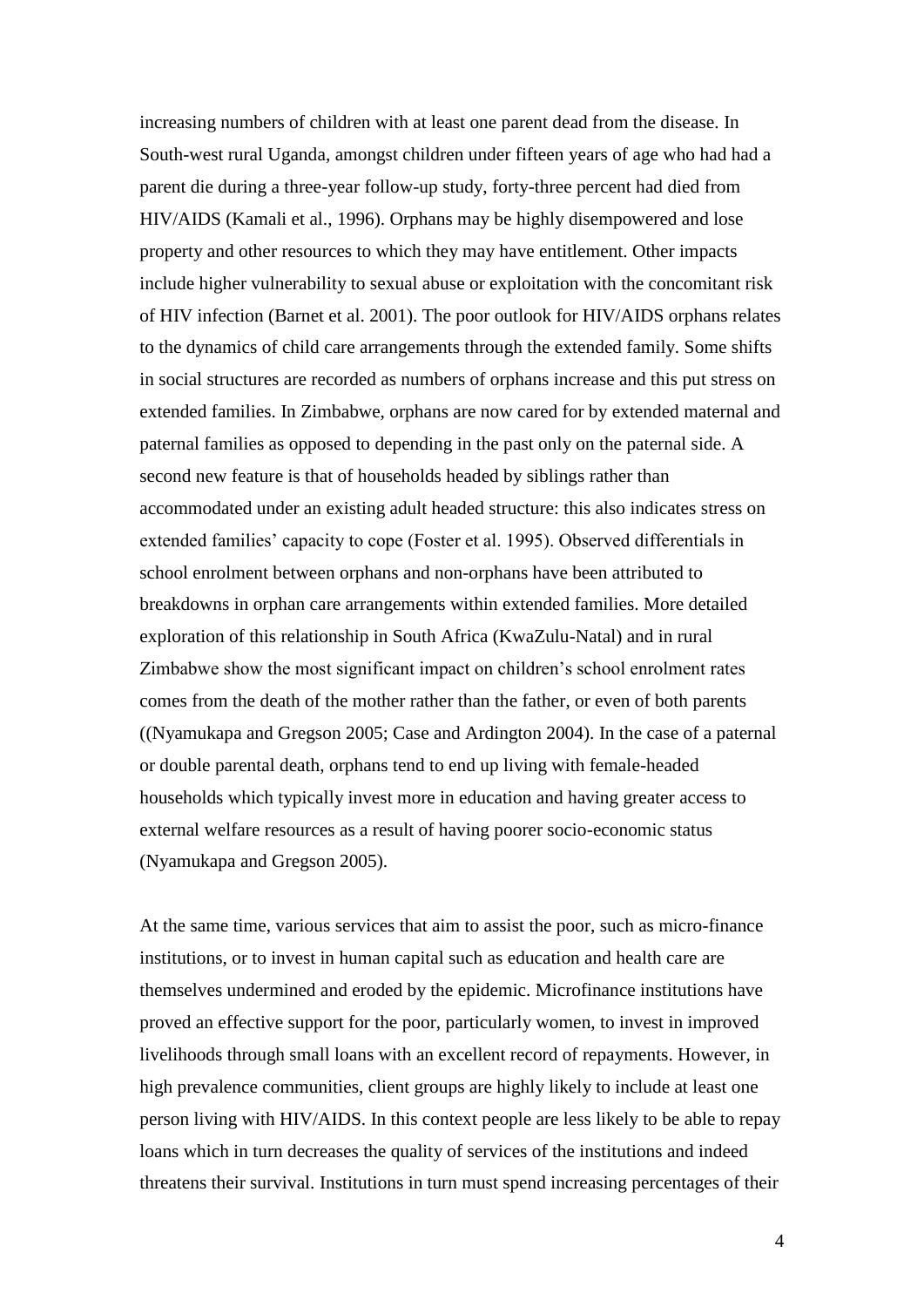increasing numbers of children with at least one parent dead from the disease. In South-west rural Uganda, amongst children under fifteen years of age who had had a parent die during a three-year follow-up study, forty-three percent had died from HIV/AIDS (Kamali et al., 1996). Orphans may be highly disempowered and lose property and other resources to which they may have entitlement. Other impacts include higher vulnerability to sexual abuse or exploitation with the concomitant risk of HIV infection (Barnet et al. 2001). The poor outlook for HIV/AIDS orphans relates to the dynamics of child care arrangements through the extended family. Some shifts in social structures are recorded as numbers of orphans increase and this put stress on extended families. In Zimbabwe, orphans are now cared for by extended maternal and paternal families as opposed to depending in the past only on the paternal side. A second new feature is that of households headed by siblings rather than accommodated under an existing adult headed structure: this also indicates stress on extended families' capacity to cope (Foster et al. 1995). Observed differentials in school enrolment between orphans and non-orphans have been attributed to breakdowns in orphan care arrangements within extended families. More detailed exploration of this relationship in South Africa (KwaZulu-Natal) and in rural Zimbabwe show the most significant impact on children's school enrolment rates comes from the death of the mother rather than the father, or even of both parents ((Nyamukapa and Gregson 2005; Case and Ardington 2004). In the case of a paternal or double parental death, orphans tend to end up living with female-headed households which typically invest more in education and having greater access to external welfare resources as a result of having poorer socio-economic status (Nyamukapa and Gregson 2005).

At the same time, various services that aim to assist the poor, such as micro-finance institutions, or to invest in human capital such as education and health care are themselves undermined and eroded by the epidemic. Microfinance institutions have proved an effective support for the poor, particularly women, to invest in improved livelihoods through small loans with an excellent record of repayments. However, in high prevalence communities, client groups are highly likely to include at least one person living with HIV/AIDS. In this context people are less likely to be able to repay loans which in turn decreases the quality of services of the institutions and indeed threatens their survival. Institutions in turn must spend increasing percentages of their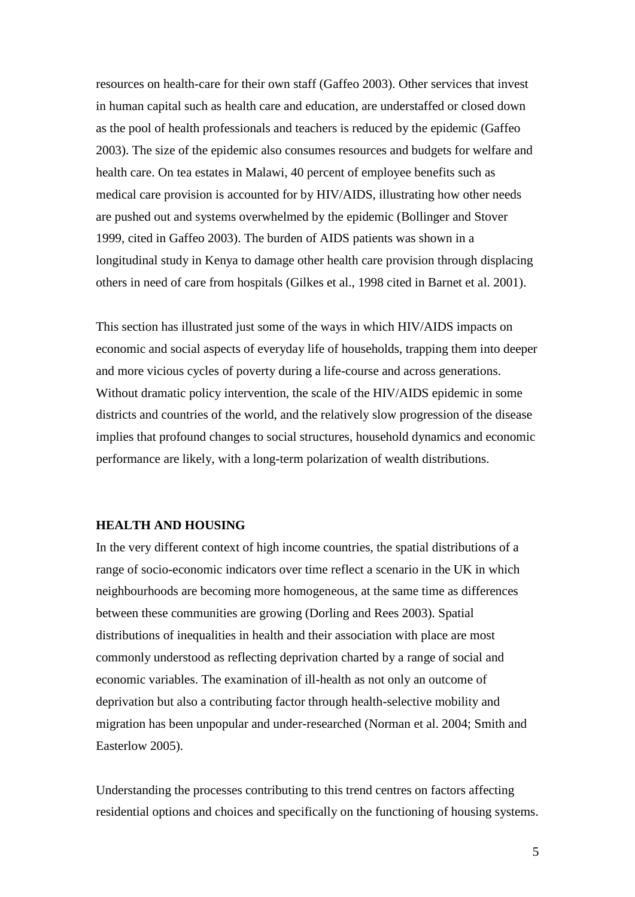resources on health-care for their own staff (Gaffeo 2003). Other services that invest in human capital such as health care and education, are understaffed or closed down as the pool of health professionals and teachers is reduced by the epidemic (Gaffeo 2003). The size of the epidemic also consumes resources and budgets for welfare and health care. On tea estates in Malawi, 40 percent of employee benefits such as medical care provision is accounted for by HIV/AIDS, illustrating how other needs are pushed out and systems overwhelmed by the epidemic (Bollinger and Stover 1999, cited in Gaffeo 2003). The burden of AIDS patients was shown in a longitudinal study in Kenya to damage other health care provision through displacing others in need of care from hospitals (Gilkes et al., 1998 cited in Barnet et al. 2001).

This section has illustrated just some of the ways in which HIV/AIDS impacts on economic and social aspects of everyday life of households, trapping them into deeper and more vicious cycles of poverty during a life-course and across generations. Without dramatic policy intervention, the scale of the HIV/AIDS epidemic in some districts and countries of the world, and the relatively slow progression of the disease implies that profound changes to social structures, household dynamics and economic performance are likely, with a long-term polarization of wealth distributions.

## HEALTH AND HOUSING

In the very different context of high income countries, the spatial distributions of a range of socio-economic indicators over time reflect a scenario in the UK in which neighbourhoods are becoming more homogeneous, at the same time as differences between these communities are growing (Dorling and Rees 2003). Spatial distributions of inequalities in health and their association with place are most commonly understood as reflecting deprivation charted by a range of social and economic variables. The examination of ill-health as not only an outcome of deprivation but also a contributing factor through health-selective mobility and migration has been unpopular and under-researched (Norman et al. 2004; Smith and Easterlow 2005).

Understanding the processes contributing to this trend centres on factors affecting residential options and choices and specifically on the functioning of housing systems.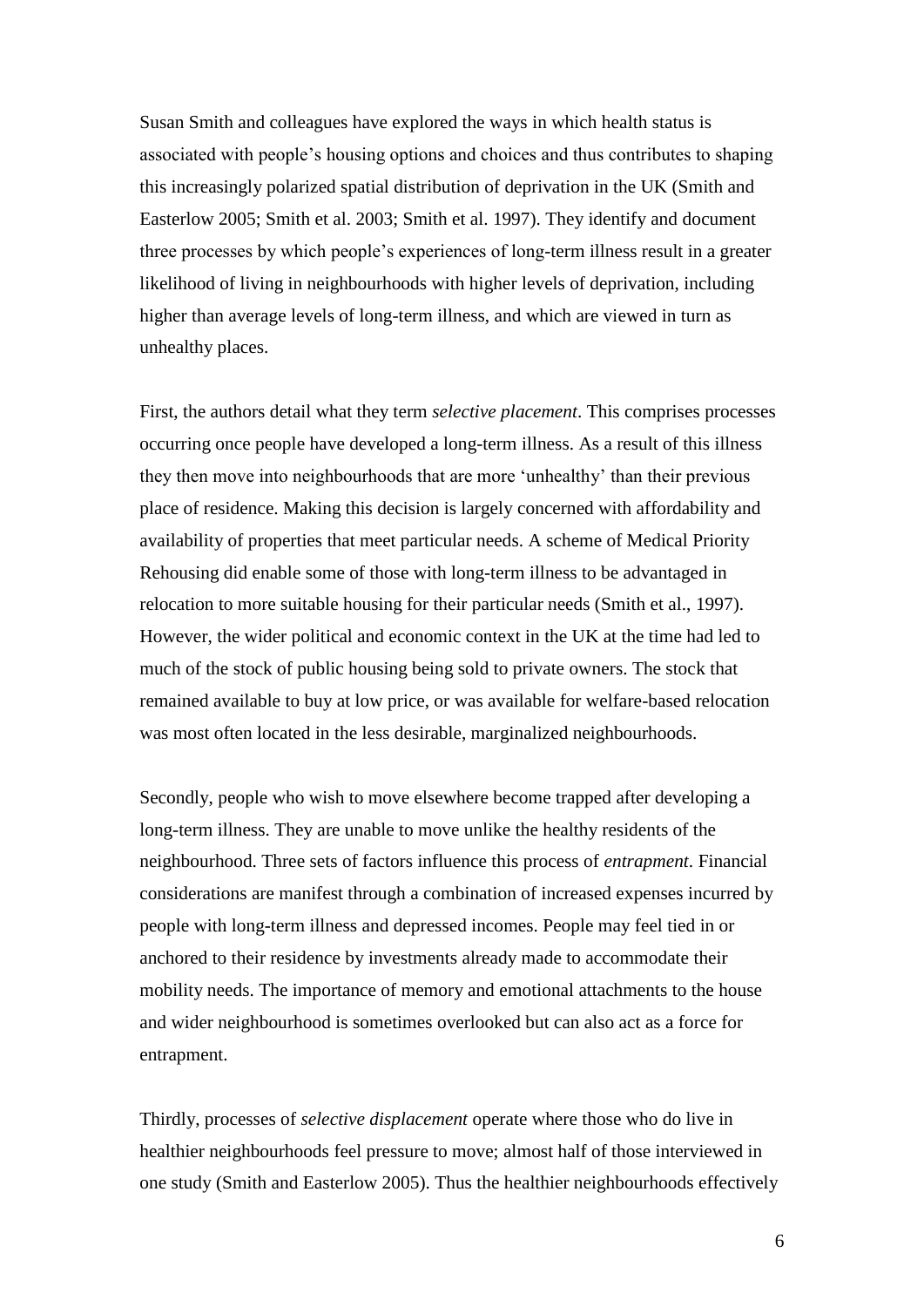Susan Smith and colleagues have explored the ways in which health status is associated with people's housing options and choices and thus contributes to shaping this increasingly polarized spatial distribution of deprivation in the UK (Smith and Easterlow 2005; Smith et al. 2003; Smith et al. 1997). They identify and document three processes by which people's experiences of long-term illness result in a greater likelihood of living in neighbourhoods with higher levels of deprivation, including higher than average levels of long-term illness, and which are viewed in turn as unhealthy places.

First, the authors detail what they term *selective placement*. This comprises processes occurring once people have developed a long-term illness. As a result of this illness they then move into neighbourhoods that are more 'unhealthy' than their previous place of residence. Making this decision is largely concerned with affordability and availability of properties that meet particular needs. A scheme of Medical Priority Rehousing did enable some of those with long-term illness to be advantaged in relocation to more suitable housing for their particular needs (Smith et al., 1997). However, the wider political and economic context in the UK at the time had led to much of the stock of public housing being sold to private owners. The stock that remained available to buy at low price, or was available for welfare-based relocation was most often located in the less desirable, marginalized neighbourhoods.

Secondly, people who wish to move elsewhere become trapped after developing a long-term illness. They are unable to move unlike the healthy residents of the neighbourhood. Three sets of factors influence this process of *entrapment*. Financial considerations are manifest through a combination of increased expenses incurred by people with long-term illness and depressed incomes. People may feel tied in or anchored to their residence by investments already made to accommodate their mobility needs. The importance of memory and emotional attachments to the house and wider neighbourhood is sometimes overlooked but can also act as a force for entrapment.

Thirdly, processes of *selective displacement* operate where those who do live in healthier neighbourhoods feel pressure to move; almost half of those interviewed in one study (Smith and Easterlow 2005). Thus the healthier neighbourhoods effectively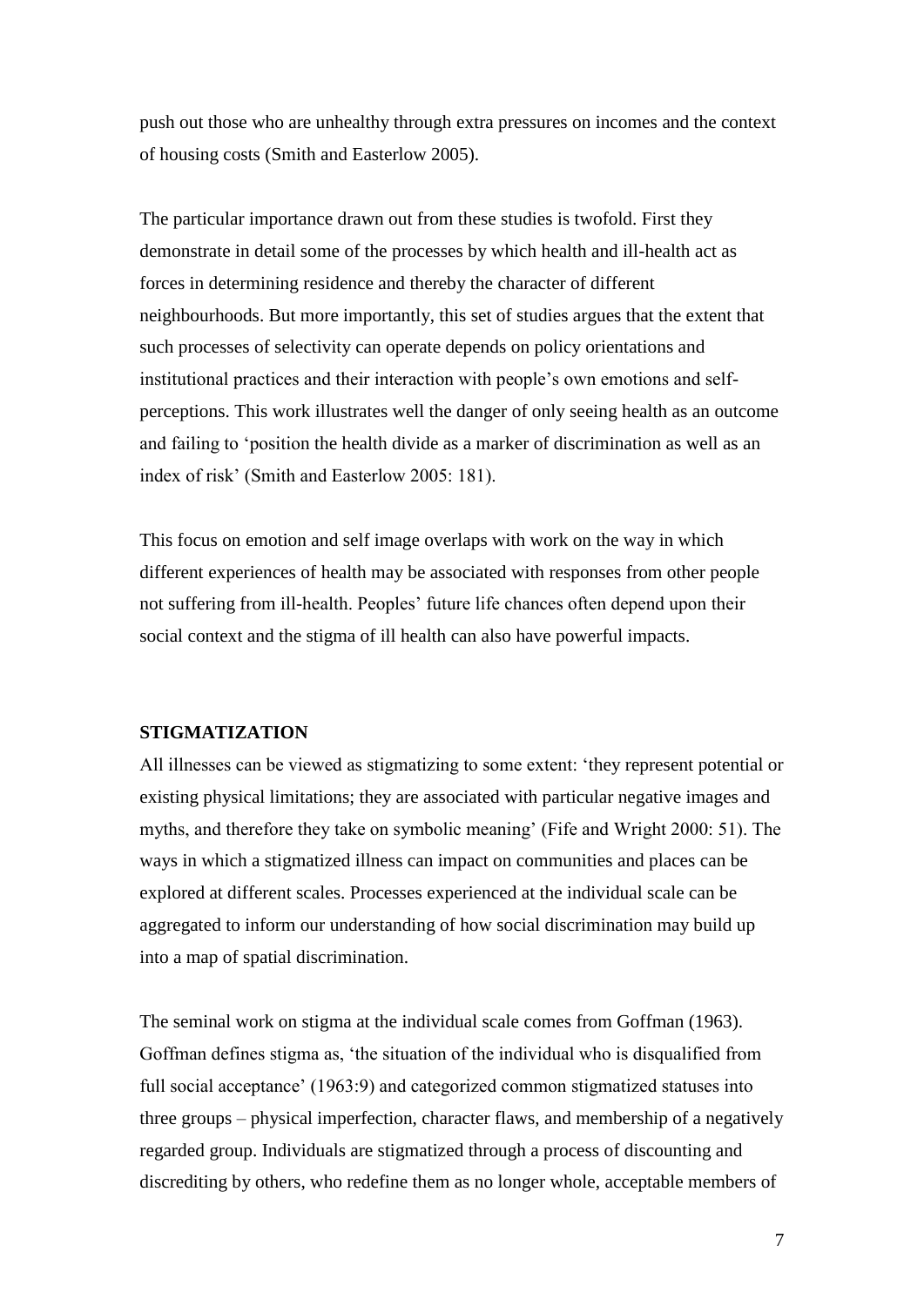push out those who are unhealthy through extra pressures on incomes and the context of housing costs (Smith and Easterlow 2005).

The particular importance drawn out from these studies is twofold. First they demonstrate in detail some of the processes by which health and ill-health act as forces in determining residence and thereby the character of different neighbourhoods. But more importantly, this set of studies argues that the extent that such processes of selectivity can operate depends on policy orientations and institutional practices and their interaction with people's own emotions and self-perceptions. This work illustrates well the danger of only seeing health as an outcome and failing to 'position the health divide as a marker of discrimination as well as an index of risk' (Smith and Easterlow 2005: 181).

This focus on emotion and self image overlaps with work on the way in which different experiences of health may be associated with responses from other people not suffering from ill-health. Peoples' future life chances often depend upon their social context and the stigma of ill health can also have powerful impacts.

## STIGMATIZATION

All illnesses can be viewed as stigmatizing to some extent: 'they represent potential or existing physical limitations; they are associated with particular negative images and myths, and therefore they take on symbolic meaning' (Fife and Wright 2000: 51). The ways in which a stigmatized illness can impact on communities and places can be explored at different scales. Processes experienced at the individual scale can be aggregated to inform our understanding of how social discrimination may build up into a map of spatial discrimination.

The seminal work on stigma at the individual scale comes from Goffman (1963). Goffman defines stigma as, 'the situation of the individual who is disqualified from full social acceptance' (1963:9) and categorized common stigmatized statuses into three groups – physical imperfection, character flaws, and membership of a negatively regarded group. Individuals are stigmatized through a process of discounting and discrediting by others, who redefine them as no longer whole, acceptable members of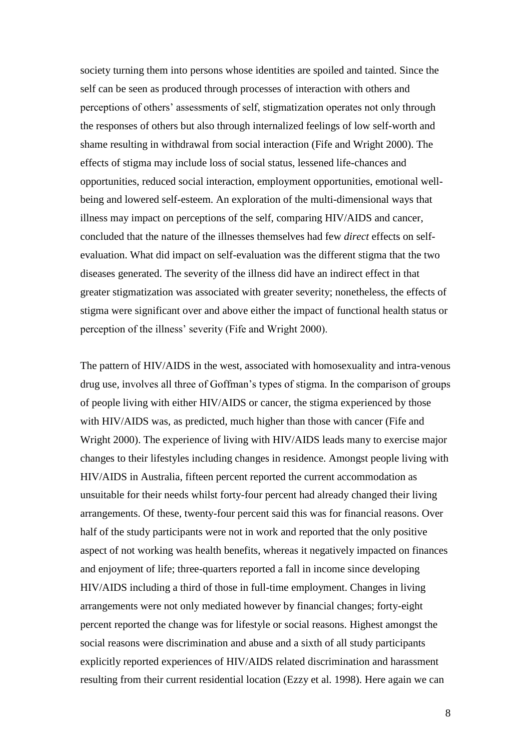society turning them into persons whose identities are spoiled and tainted. Since the self can be seen as produced through processes of interaction with others and perceptions of others' assessments of self, stigmatization operates not only through the responses of others but also through internalized feelings of low self-worth and shame resulting in withdrawal from social interaction (Fife and Wright 2000). The effects of stigma may include loss of social status, lessened life-chances and opportunities, reduced social interaction, employment opportunities, emotional well-being and lowered self-esteem. An exploration of the multi-dimensional ways that illness may impact on perceptions of the self, comparing HIV/AIDS and cancer, concluded that the nature of the illnesses themselves had few *direct* effects on self-evaluation. What did impact on self-evaluation was the different stigma that the two diseases generated. The severity of the illness did have an indirect effect in that greater stigmatization was associated with greater severity; nonetheless, the effects of stigma were significant over and above either the impact of functional health status or perception of the illness' severity (Fife and Wright 2000).

The pattern of HIV/AIDS in the west, associated with homosexuality and intra-venous drug use, involves all three of Goffman's types of stigma. In the comparison of groups of people living with either HIV/AIDS or cancer, the stigma experienced by those with HIV/AIDS was, as predicted, much higher than those with cancer (Fife and Wright 2000). The experience of living with HIV/AIDS leads many to exercise major changes to their lifestyles including changes in residence. Amongst people living with HIV/AIDS in Australia, fifteen percent reported the current accommodation as unsuitable for their needs whilst forty-four percent had already changed their living arrangements. Of these, twenty-four percent said this was for financial reasons. Over half of the study participants were not in work and reported that the only positive aspect of not working was health benefits, whereas it negatively impacted on finances and enjoyment of life; three-quarters reported a fall in income since developing HIV/AIDS including a third of those in full-time employment. Changes in living arrangements were not only mediated however by financial changes; forty-eight percent reported the change was for lifestyle or social reasons. Highest amongst the social reasons were discrimination and abuse and a sixth of all study participants explicitly reported experiences of HIV/AIDS related discrimination and harassment resulting from their current residential location (Ezzy et al. 1998). Here again we can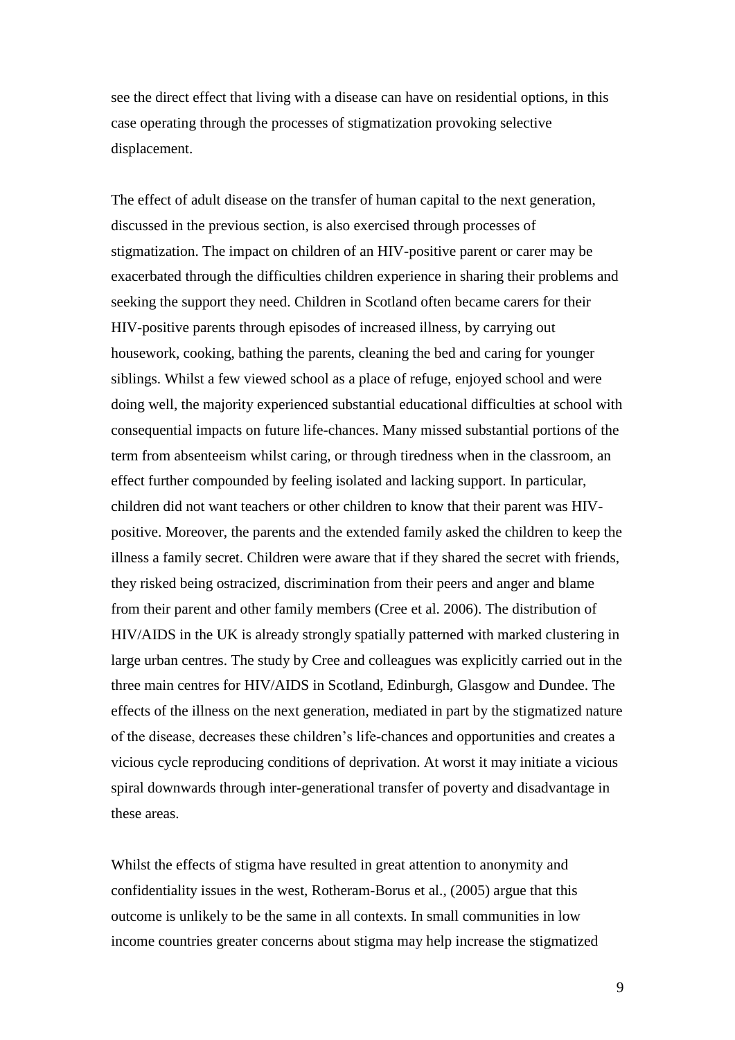see the direct effect that living with a disease can have on residential options, in this case operating through the processes of stigmatization provoking selective displacement.

The effect of adult disease on the transfer of human capital to the next generation, discussed in the previous section, is also exercised through processes of stigmatization. The impact on children of an HIV-positive parent or carer may be exacerbated through the difficulties children experience in sharing their problems and seeking the support they need. Children in Scotland often became carers for their HIV-positive parents through episodes of increased illness, by carrying out housework, cooking, bathing the parents, cleaning the bed and caring for younger siblings. Whilst a few viewed school as a place of refuge, enjoyed school and were doing well, the majority experienced substantial educational difficulties at school with consequential impacts on future life-chances. Many missed substantial portions of the term from absenteeism whilst caring, or through tiredness when in the classroom, an effect further compounded by feeling isolated and lacking support. In particular, children did not want teachers or other children to know that their parent was HIV-positive. Moreover, the parents and the extended family asked the children to keep the illness a family secret. Children were aware that if they shared the secret with friends, they risked being ostracized, discrimination from their peers and anger and blame from their parent and other family members (Cree et al. 2006). The distribution of HIV/AIDS in the UK is already strongly spatially patterned with marked clustering in large urban centres. The study by Cree and colleagues was explicitly carried out in the three main centres for HIV/AIDS in Scotland, Edinburgh, Glasgow and Dundee. The effects of the illness on the next generation, mediated in part by the stigmatized nature of the disease, decreases these children's life-chances and opportunities and creates a vicious cycle reproducing conditions of deprivation. At worst it may initiate a vicious spiral downwards through inter-generational transfer of poverty and disadvantage in these areas.

Whilst the effects of stigma have resulted in great attention to anonymity and confidentiality issues in the west, Rotheram-Borus et al., (2005) argue that this outcome is unlikely to be the same in all contexts. In small communities in low income countries greater concerns about stigma may help increase the stigmatized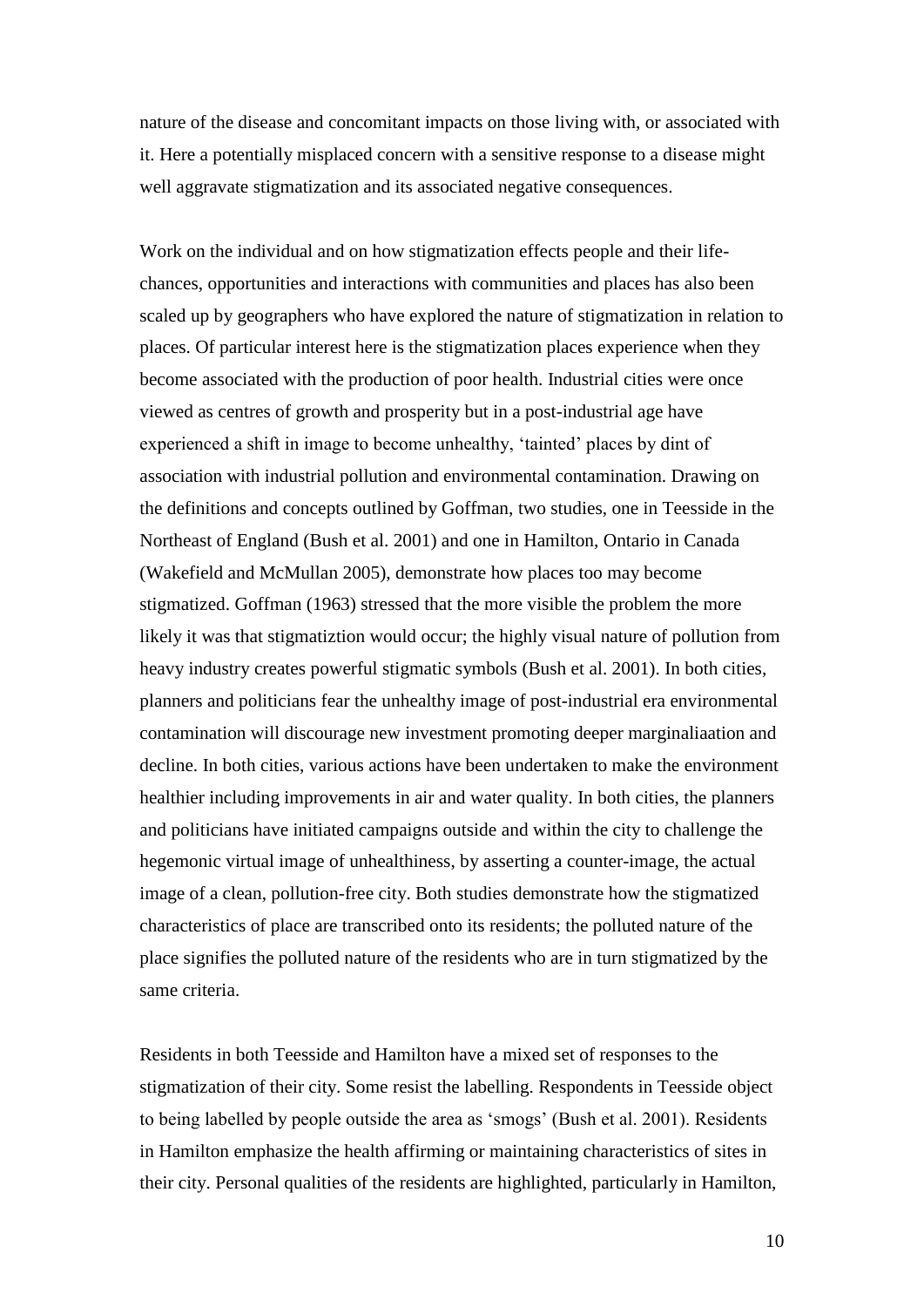nature of the disease and concomitant impacts on those living with, or associated with it. Here a potentially misplaced concern with a sensitive response to a disease might well aggravate stigmatization and its associated negative consequences.

Work on the individual and on how stigmatization effects people and their life-chances, opportunities and interactions with communities and places has also been scaled up by geographers who have explored the nature of stigmatization in relation to places. Of particular interest here is the stigmatization places experience when they become associated with the production of poor health. Industrial cities were once viewed as centres of growth and prosperity but in a post-industrial age have experienced a shift in image to become unhealthy, 'tainted' places by dint of association with industrial pollution and environmental contamination. Drawing on the definitions and concepts outlined by Goffman, two studies, one in Teesside in the Northeast of England (Bush et al. 2001) and one in Hamilton, Ontario in Canada (Wakefield and McMullan 2005), demonstrate how places too may become stigmatized. Goffman (1963) stressed that the more visible the problem the more likely it was that stigmatiztion would occur; the highly visual nature of pollution from heavy industry creates powerful stigmatic symbols (Bush et al. 2001). In both cities, planners and politicians fear the unhealthy image of post-industrial era environmental contamination will discourage new investment promoting deeper marginaliaation and decline. In both cities, various actions have been undertaken to make the environment healthier including improvements in air and water quality. In both cities, the planners and politicians have initiated campaigns outside and within the city to challenge the hegemonic virtual image of unhealthiness, by asserting a counter-image, the actual image of a clean, pollution-free city. Both studies demonstrate how the stigmatized characteristics of place are transcribed onto its residents; the polluted nature of the place signifies the polluted nature of the residents who are in turn stigmatized by the same criteria.

Residents in both Teesside and Hamilton have a mixed set of responses to the stigmatization of their city. Some resist the labelling. Respondents in Teesside object to being labelled by people outside the area as 'smogs' (Bush et al. 2001). Residents in Hamilton emphasize the health affirming or maintaining characteristics of sites in their city. Personal qualities of the residents are highlighted, particularly in Hamilton,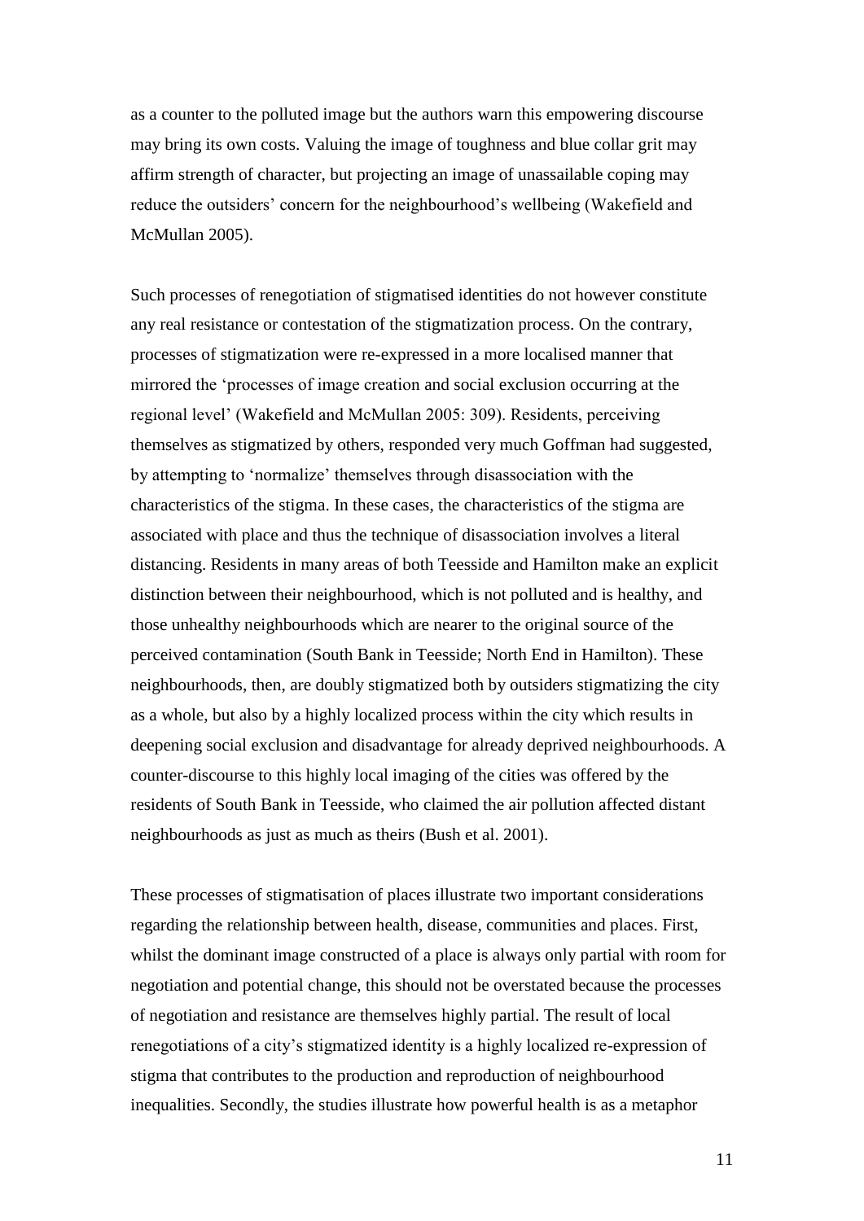as a counter to the polluted image but the authors warn this empowering discourse may bring its own costs. Valuing the image of toughness and blue collar grit may affirm strength of character, but projecting an image of unassailable coping may reduce the outsiders' concern for the neighbourhood's wellbeing (Wakefield and McMullan 2005).

Such processes of renegotiation of stigmatised identities do not however constitute any real resistance or contestation of the stigmatization process. On the contrary, processes of stigmatization were re-expressed in a more localised manner that mirrored the 'processes of image creation and social exclusion occurring at the regional level' (Wakefield and McMullan 2005: 309). Residents, perceiving themselves as stigmatized by others, responded very much Goffman had suggested, by attempting to 'normalize' themselves through disassociation with the characteristics of the stigma. In these cases, the characteristics of the stigma are associated with place and thus the technique of disassociation involves a literal distancing. Residents in many areas of both Teesside and Hamilton make an explicit distinction between their neighbourhood, which is not polluted and is healthy, and those unhealthy neighbourhoods which are nearer to the original source of the perceived contamination (South Bank in Teesside; North End in Hamilton). These neighbourhoods, then, are doubly stigmatized both by outsiders stigmatizing the city as a whole, but also by a highly localized process within the city which results in deepening social exclusion and disadvantage for already deprived neighbourhoods. A counter-discourse to this highly local imaging of the cities was offered by the residents of South Bank in Teesside, who claimed the air pollution affected distant neighbourhoods as just as much as theirs (Bush et al. 2001).

These processes of stigmatisation of places illustrate two important considerations regarding the relationship between health, disease, communities and places. First, whilst the dominant image constructed of a place is always only partial with room for negotiation and potential change, this should not be overstated because the processes of negotiation and resistance are themselves highly partial. The result of local renegotiations of a city's stigmatized identity is a highly localized re-expression of stigma that contributes to the production and reproduction of neighbourhood inequalities. Secondly, the studies illustrate how powerful health is as a metaphor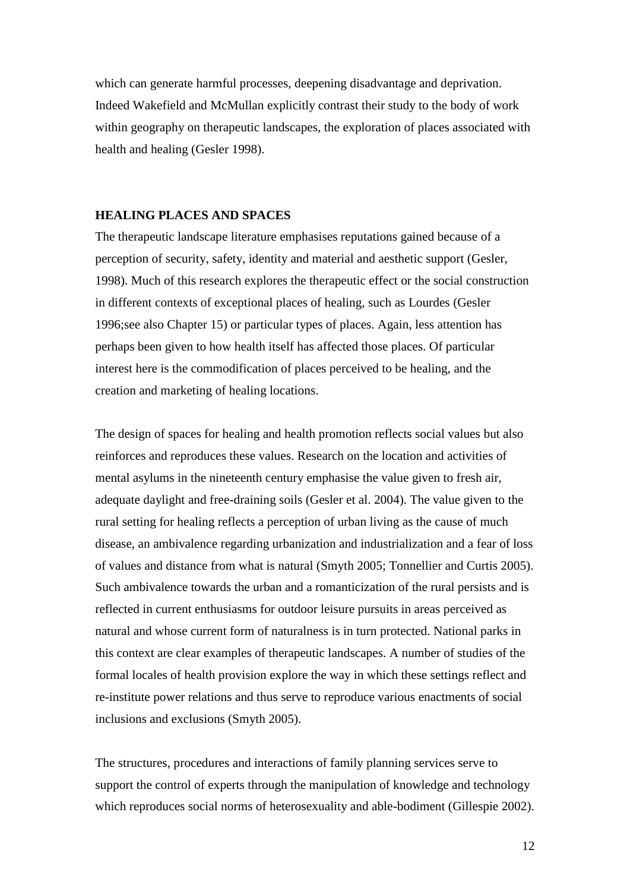which can generate harmful processes, deepening disadvantage and deprivation. Indeed Wakefield and McMullan explicitly contrast their study to the body of work within geography on therapeutic landscapes, the exploration of places associated with health and healing (Gesler 1998).

## HEALING PLACES AND SPACES

The therapeutic landscape literature emphasises reputations gained because of a perception of security, safety, identity and material and aesthetic support (Gesler, 1998). Much of this research explores the therapeutic effect or the social construction in different contexts of exceptional places of healing, such as Lourdes (Gesler 1996;see also Chapter 15) or particular types of places. Again, less attention has perhaps been given to how health itself has affected those places. Of particular interest here is the commodification of places perceived to be healing, and the creation and marketing of healing locations.

The design of spaces for healing and health promotion reflects social values but also reinforces and reproduces these values. Research on the location and activities of mental asylums in the nineteenth century emphasise the value given to fresh air, adequate daylight and free-draining soils (Gesler et al. 2004). The value given to the rural setting for healing reflects a perception of urban living as the cause of much disease, an ambivalence regarding urbanization and industrialization and a fear of loss of values and distance from what is natural (Smyth 2005; Tonnellier and Curtis 2005). Such ambivalence towards the urban and a romanticization of the rural persists and is reflected in current enthusiasms for outdoor leisure pursuits in areas perceived as natural and whose current form of naturalness is in turn protected. National parks in this context are clear examples of therapeutic landscapes. A number of studies of the formal locales of health provision explore the way in which these settings reflect and re-institute power relations and thus serve to reproduce various enactments of social inclusions and exclusions (Smyth 2005).

The structures, procedures and interactions of family planning services serve to support the control of experts through the manipulation of knowledge and technology which reproduces social norms of heterosexuality and able-bodiment (Gillespie 2002).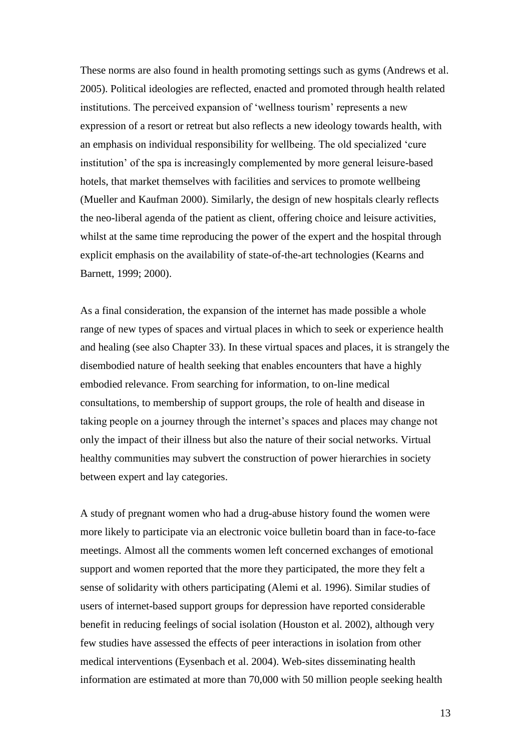These norms are also found in health promoting settings such as gyms (Andrews et al. 2005). Political ideologies are reflected, enacted and promoted through health related institutions. The perceived expansion of 'wellness tourism' represents a new expression of a resort or retreat but also reflects a new ideology towards health, with an emphasis on individual responsibility for wellbeing. The old specialized 'cure institution' of the spa is increasingly complemented by more general leisure-based hotels, that market themselves with facilities and services to promote wellbeing (Mueller and Kaufman 2000). Similarly, the design of new hospitals clearly reflects the neo-liberal agenda of the patient as client, offering choice and leisure activities, whilst at the same time reproducing the power of the expert and the hospital through explicit emphasis on the availability of state-of-the-art technologies (Kearns and Barnett, 1999; 2000).

As a final consideration, the expansion of the internet has made possible a whole range of new types of spaces and virtual places in which to seek or experience health and healing (see also Chapter 33). In these virtual spaces and places, it is strangely the disembodied nature of health seeking that enables encounters that have a highly embodied relevance. From searching for information, to on-line medical consultations, to membership of support groups, the role of health and disease in taking people on a journey through the internet's spaces and places may change not only the impact of their illness but also the nature of their social networks. Virtual healthy communities may subvert the construction of power hierarchies in society between expert and lay categories.

A study of pregnant women who had a drug-abuse history found the women were more likely to participate via an electronic voice bulletin board than in face-to-face meetings. Almost all the comments women left concerned exchanges of emotional support and women reported that the more they participated, the more they felt a sense of solidarity with others participating (Alemi et al. 1996). Similar studies of users of internet-based support groups for depression have reported considerable benefit in reducing feelings of social isolation (Houston et al. 2002), although very few studies have assessed the effects of peer interactions in isolation from other medical interventions (Eysenbach et al. 2004). Web-sites disseminating health information are estimated at more than 70,000 with 50 million people seeking health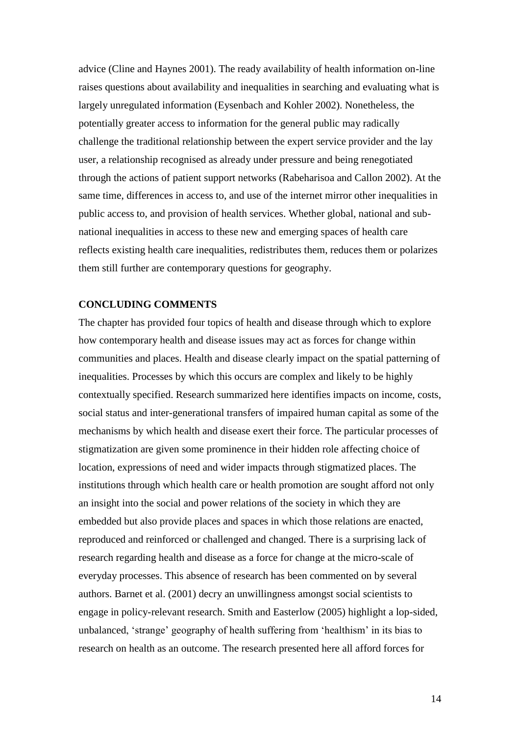advice (Cline and Haynes 2001). The ready availability of health information on-line raises questions about availability and inequalities in searching and evaluating what is largely unregulated information (Eysenbach and Kohler 2002). Nonetheless, the potentially greater access to information for the general public may radically challenge the traditional relationship between the expert service provider and the lay user, a relationship recognised as already under pressure and being renegotiated through the actions of patient support networks (Rabeharisoa and Callon 2002). At the same time, differences in access to, and use of the internet mirror other inequalities in public access to, and provision of health services. Whether global, national and sub-national inequalities in access to these new and emerging spaces of health care reflects existing health care inequalities, redistributes them, reduces them or polarizes them still further are contemporary questions for geography.

## CONCLUDING COMMENTS

The chapter has provided four topics of health and disease through which to explore how contemporary health and disease issues may act as forces for change within communities and places. Health and disease clearly impact on the spatial patterning of inequalities. Processes by which this occurs are complex and likely to be highly contextually specified. Research summarized here identifies impacts on income, costs, social status and inter-generational transfers of impaired human capital as some of the mechanisms by which health and disease exert their force. The particular processes of stigmatization are given some prominence in their hidden role affecting choice of location, expressions of need and wider impacts through stigmatized places. The institutions through which health care or health promotion are sought afford not only an insight into the social and power relations of the society in which they are embedded but also provide places and spaces in which those relations are enacted, reproduced and reinforced or challenged and changed. There is a surprising lack of research regarding health and disease as a force for change at the micro-scale of everyday processes. This absence of research has been commented on by several authors. Barnet et al. (2001) decry an unwillingness amongst social scientists to engage in policy-relevant research. Smith and Easterlow (2005) highlight a lop-sided, unbalanced, 'strange' geography of health suffering from 'healthism' in its bias to research on health as an outcome. The research presented here all afford forces for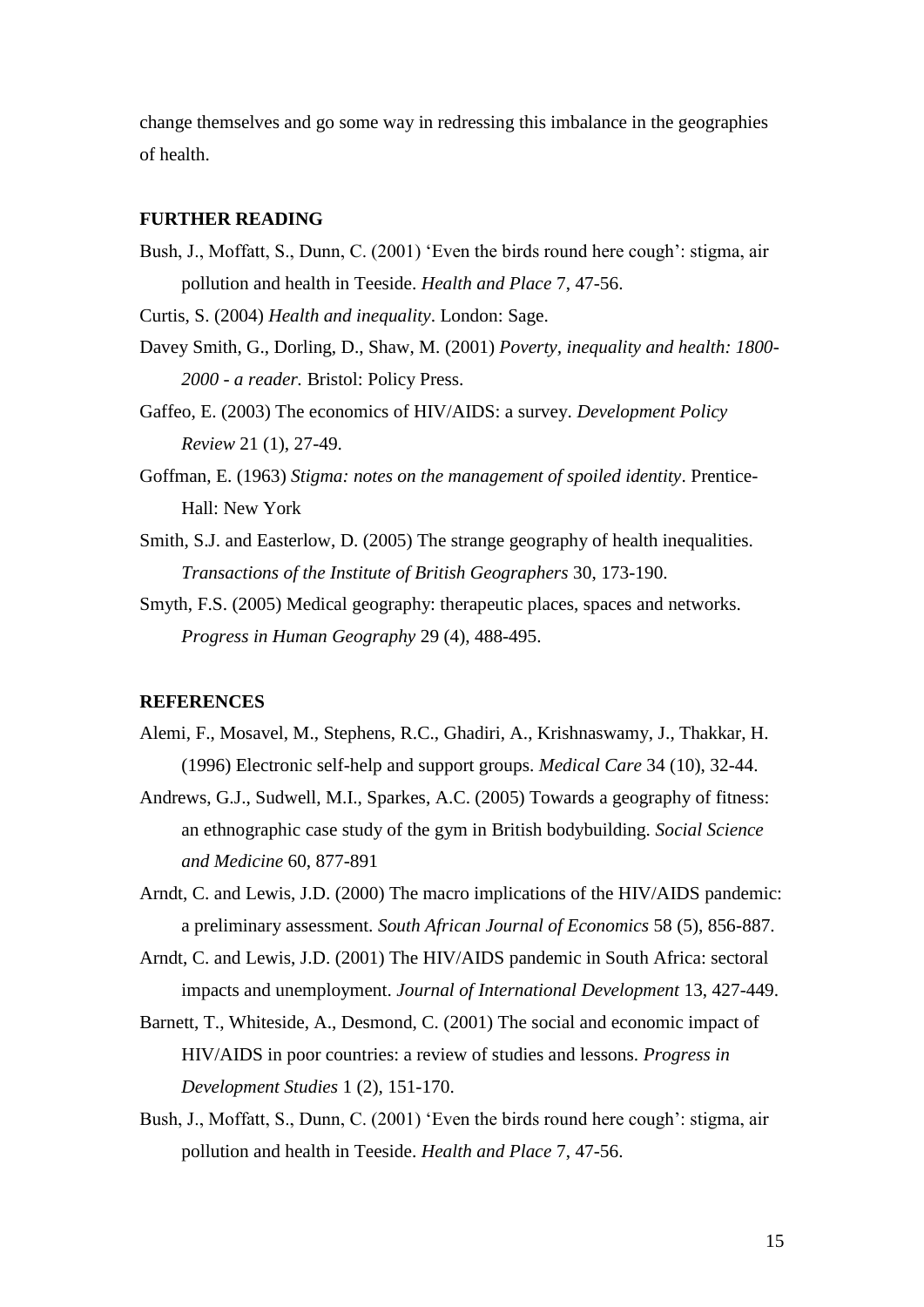change themselves and go some way in redressing this imbalance in the geographies of health.

## FURTHER READING

Bush, J., Moffatt, S., Dunn, C. (2001) 'Even the birds round here cough': stigma, air pollution and health in Teeside. *Health and Place* 7, 47-56.

Curtis, S. (2004) *Health and inequality*. London: Sage.

Davey Smith, G., Dorling, D., Shaw, M. (2001) *Poverty, inequality and health: 1800-2000 - a reader.* Bristol: Policy Press.

Gaffeo, E. (2003) The economics of HIV/AIDS: a survey. *Development Policy Review* 21 (1), 27-49.

Goffman, E. (1963) *Stigma: notes on the management of spoiled identity*. Prentice-Hall: New York

Smith, S.J. and Easterlow, D. (2005) The strange geography of health inequalities. *Transactions of the Institute of British Geographers* 30, 173-190.

Smyth, F.S. (2005) Medical geography: therapeutic places, spaces and networks. *Progress in Human Geography* 29 (4), 488-495.

## REFERENCES

Alemi, F., Mosavel, M., Stephens, R.C., Ghadiri, A., Krishnaswamy, J., Thakkar, H. (1996) Electronic self-help and support groups. *Medical Care* 34 (10), 32-44.

Andrews, G.J., Sudwell, M.I., Sparkes, A.C. (2005) Towards a geography of fitness: an ethnographic case study of the gym in British bodybuilding. *Social Science and Medicine* 60, 877-891

Arndt, C. and Lewis, J.D. (2000) The macro implications of the HIV/AIDS pandemic: a preliminary assessment. *South African Journal of Economics* 58 (5), 856-887.

Arndt, C. and Lewis, J.D. (2001) The HIV/AIDS pandemic in South Africa: sectoral impacts and unemployment. *Journal of International Development* 13, 427-449.

Barnett, T., Whiteside, A., Desmond, C. (2001) The social and economic impact of HIV/AIDS in poor countries: a review of studies and lessons. *Progress in Development Studies* 1 (2), 151-170.

Bush, J., Moffatt, S., Dunn, C. (2001) 'Even the birds round here cough': stigma, air pollution and health in Teeside. *Health and Place* 7, 47-56.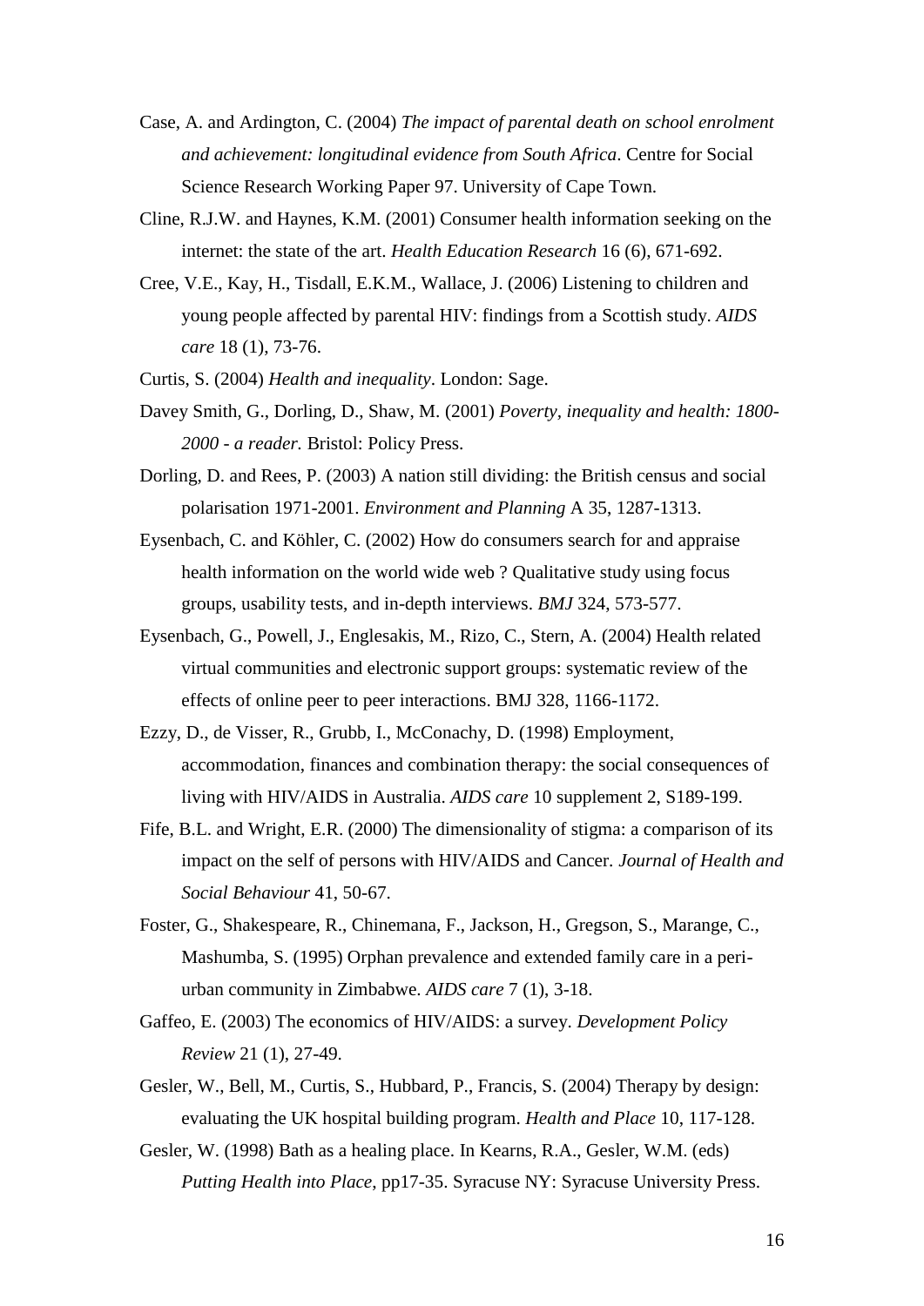Case, A. and Ardington, C. (2004) *The impact of parental death on school enrolment and achievement: longitudinal evidence from South Africa*. Centre for Social Science Research Working Paper 97. University of Cape Town.

Cline, R.J.W. and Haynes, K.M. (2001) Consumer health information seeking on the internet: the state of the art. *Health Education Research* 16 (6), 671-692.

Cree, V.E., Kay, H., Tisdall, E.K.M., Wallace, J. (2006) Listening to children and young people affected by parental HIV: findings from a Scottish study. *AIDS care* 18 (1), 73-76.

Curtis, S. (2004) *Health and inequality*. London: Sage.

Davey Smith, G., Dorling, D., Shaw, M. (2001) *Poverty, inequality and health: 1800-2000 - a reader.* Bristol: Policy Press.

Dorling, D. and Rees, P. (2003) A nation still dividing: the British census and social polarisation 1971-2001. *Environment and Planning* A 35, 1287-1313.

Eysenbach, C. and Köhler, C. (2002) How do consumers search for and appraise health information on the world wide web ? Qualitative study using focus groups, usability tests, and in-depth interviews. *BMJ* 324, 573-577.

Eysenbach, G., Powell, J., Englesakis, M., Rizo, C., Stern, A. (2004) Health related virtual communities and electronic support groups: systematic review of the effects of online peer to peer interactions. BMJ 328, 1166-1172.

Ezzy, D., de Visser, R., Grubb, I., McConachy, D. (1998) Employment, accommodation, finances and combination therapy: the social consequences of living with HIV/AIDS in Australia. *AIDS care* 10 supplement 2, S189-199.

Fife, B.L. and Wright, E.R. (2000) The dimensionality of stigma: a comparison of its impact on the self of persons with HIV/AIDS and Cancer. *Journal of Health and Social Behaviour* 41, 50-67.

Foster, G., Shakespeare, R., Chinemana, F., Jackson, H., Gregson, S., Marange, C., Mashumba, S. (1995) Orphan prevalence and extended family care in a peri-urban community in Zimbabwe. *AIDS care* 7 (1), 3-18.

Gaffeo, E. (2003) The economics of HIV/AIDS: a survey. *Development Policy Review* 21 (1), 27-49.

Gesler, W., Bell, M., Curtis, S., Hubbard, P., Francis, S. (2004) Therapy by design: evaluating the UK hospital building program. *Health and Place* 10, 117-128.

Gesler, W. (1998) Bath as a healing place. In Kearns, R.A., Gesler, W.M. (eds) *Putting Health into Place*, pp17-35. Syracuse NY: Syracuse University Press.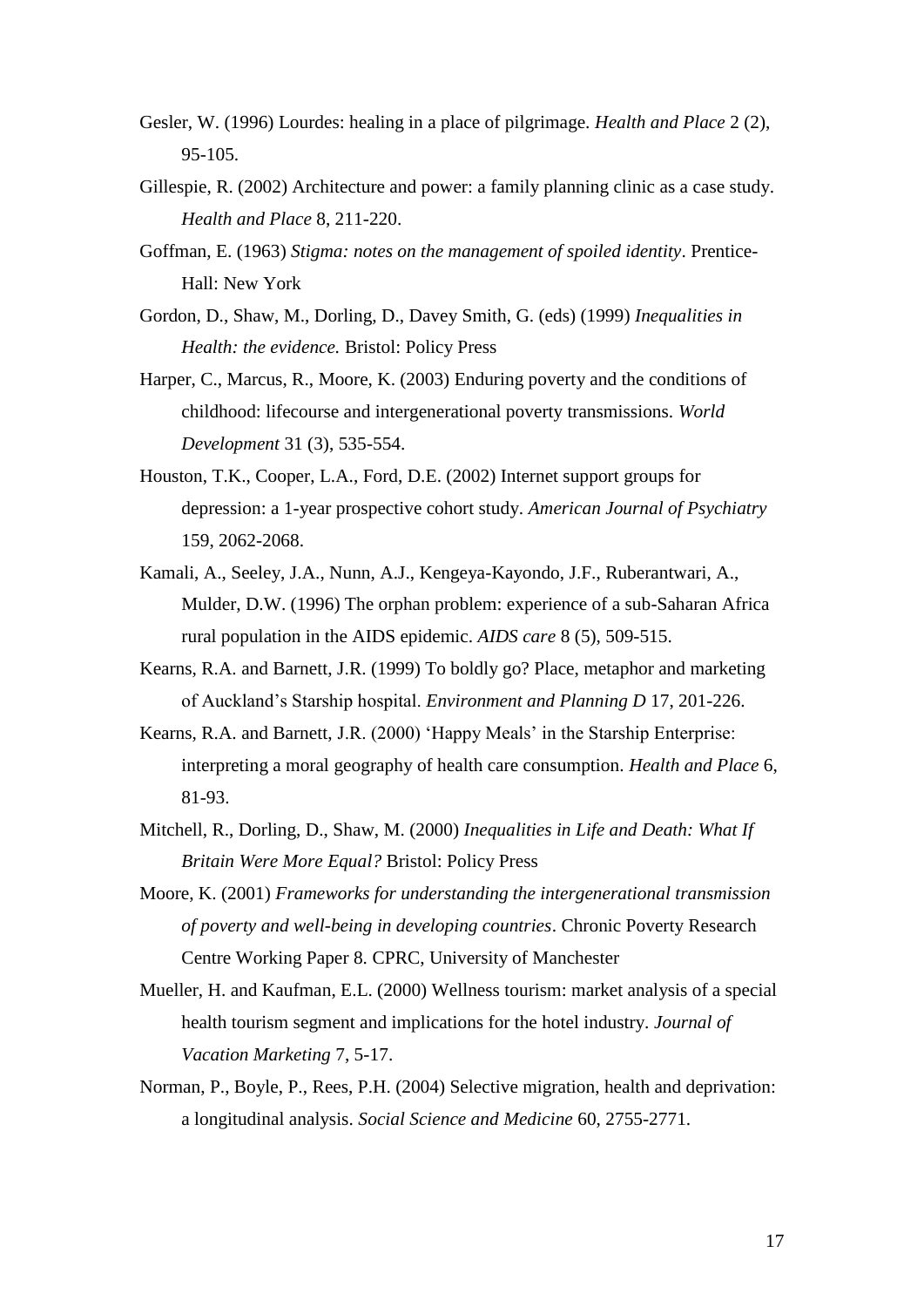Gesler, W. (1996) Lourdes: healing in a place of pilgrimage. *Health and Place* 2 (2), 95-105.

Gillespie, R. (2002) Architecture and power: a family planning clinic as a case study. *Health and Place* 8, 211-220.

Goffman, E. (1963) *Stigma: notes on the management of spoiled identity*. Prentice-Hall: New York

Gordon, D., Shaw, M., Dorling, D., Davey Smith, G. (eds) (1999) *Inequalities in Health: the evidence.* Bristol: Policy Press

Harper, C., Marcus, R., Moore, K. (2003) Enduring poverty and the conditions of childhood: lifecourse and intergenerational poverty transmissions. *World Development* 31 (3), 535-554.

Houston, T.K., Cooper, L.A., Ford, D.E. (2002) Internet support groups for depression: a 1-year prospective cohort study. *American Journal of Psychiatry* 159, 2062-2068.

Kamali, A., Seeley, J.A., Nunn, A.J., Kengeya-Kayondo, J.F., Ruberantwari, A., Mulder, D.W. (1996) The orphan problem: experience of a sub-Saharan Africa rural population in the AIDS epidemic. *AIDS care* 8 (5), 509-515.

Kearns, R.A. and Barnett, J.R. (1999) To boldly go? Place, metaphor and marketing of Auckland's Starship hospital. *Environment and Planning D* 17, 201-226.

Kearns, R.A. and Barnett, J.R. (2000) 'Happy Meals' in the Starship Enterprise: interpreting a moral geography of health care consumption. *Health and Place* 6, 81-93.

Mitchell, R., Dorling, D., Shaw, M. (2000) *Inequalities in Life and Death: What If Britain Were More Equal?* Bristol: Policy Press

Moore, K. (2001) *Frameworks for understanding the intergenerational transmission of poverty and well-being in developing countries*. Chronic Poverty Research Centre Working Paper 8. CPRC, University of Manchester

Mueller, H. and Kaufman, E.L. (2000) Wellness tourism: market analysis of a special health tourism segment and implications for the hotel industry. *Journal of Vacation Marketing* 7, 5-17.

Norman, P., Boyle, P., Rees, P.H. (2004) Selective migration, health and deprivation: a longitudinal analysis. *Social Science and Medicine* 60, 2755-2771.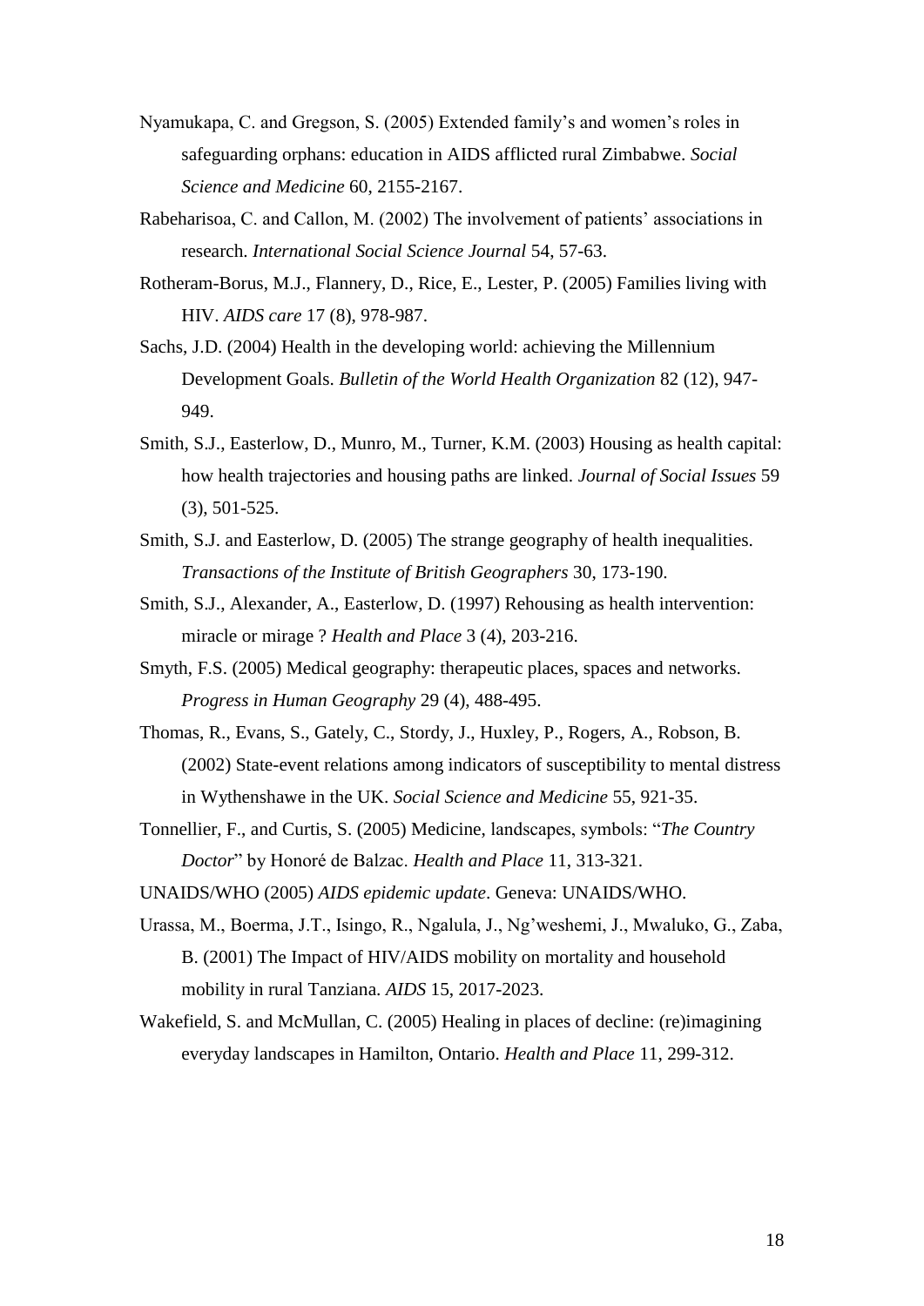Nyamukapa, C. and Gregson, S. (2005) Extended family's and women's roles in safeguarding orphans: education in AIDS afflicted rural Zimbabwe. *Social Science and Medicine* 60, 2155-2167.

Rabeharisoa, C. and Callon, M. (2002) The involvement of patients' associations in research. *International Social Science Journal* 54, 57-63.

Rotheram-Borus, M.J., Flannery, D., Rice, E., Lester, P. (2005) Families living with HIV. *AIDS care* 17 (8), 978-987.

Sachs, J.D. (2004) Health in the developing world: achieving the Millennium Development Goals. *Bulletin of the World Health Organization* 82 (12), 947-949.

Smith, S.J., Easterlow, D., Munro, M., Turner, K.M. (2003) Housing as health capital: how health trajectories and housing paths are linked. *Journal of Social Issues* 59 (3), 501-525.

Smith, S.J. and Easterlow, D. (2005) The strange geography of health inequalities. *Transactions of the Institute of British Geographers* 30, 173-190.

Smith, S.J., Alexander, A., Easterlow, D. (1997) Rehousing as health intervention: miracle or mirage ? *Health and Place* 3 (4), 203-216.

Smyth, F.S. (2005) Medical geography: therapeutic places, spaces and networks. *Progress in Human Geography* 29 (4), 488-495.

Thomas, R., Evans, S., Gately, C., Stordy, J., Huxley, P., Rogers, A., Robson, B. (2002) State-event relations among indicators of susceptibility to mental distress in Wythenshawe in the UK. *Social Science and Medicine* 55, 921-35.

Tonnellier, F., and Curtis, S. (2005) Medicine, landscapes, symbols: "*The Country Doctor*" by Honoré de Balzac. *Health and Place* 11, 313-321.

UNAIDS/WHO (2005) *AIDS epidemic update*. Geneva: UNAIDS/WHO.

Urassa, M., Boerma, J.T., Isingo, R., Ngalula, J., Ng'weshemi, J., Mwaluko, G., Zaba, B. (2001) The Impact of HIV/AIDS mobility on mortality and household mobility in rural Tanziana. *AIDS* 15, 2017-2023.

Wakefield, S. and McMullan, C. (2005) Healing in places of decline: (re)imagining everyday landscapes in Hamilton, Ontario. *Health and Place* 11, 299-312.